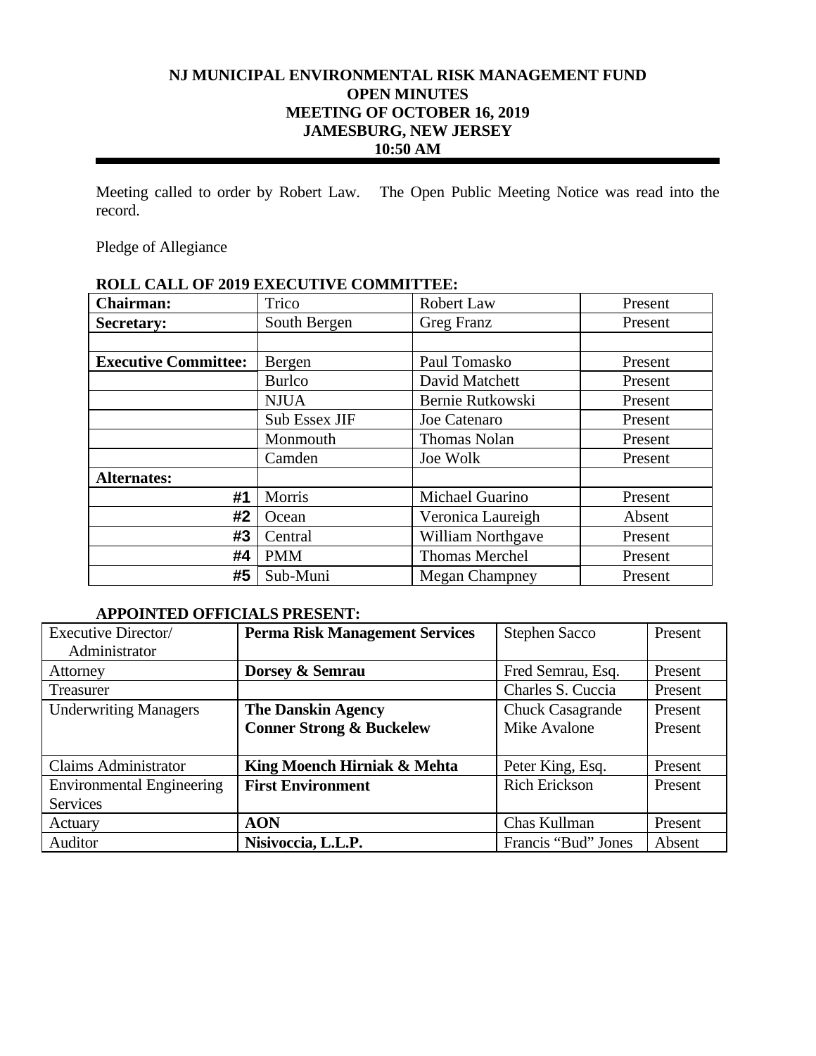# NJ MUNICIPAL ENVIRONMENTAL RISK MANAGEMENT FUND
## OPEN MINUTES
## MEETING OF OCTOBER 16, 2019
## JAMESBURG, NEW JERSEY
## 10:50 AM

Meeting called to order by Robert Law. The Open Public Meeting Notice was read into the record.

Pledge of Allegiance

**ROLL CALL OF 2019 EXECUTIVE COMMITTEE:**

| **Chairman:** | Trico | Robert Law | Present |
|---|---|---|---|
| **Secretary:** | South Bergen | Greg Franz | Present |
| | | | |
| **Executive Committee:** | Bergen | Paul Tomasko | Present |
| | Burlco | David Matchett | Present |
| | NJUA | Bernie Rutkowski | Present |
| | Sub Essex JIF | Joe Catenaro | Present |
| | Monmouth | Thomas Nolan | Present |
| | Camden | Joe Wolk | Present |
| **Alternates:** | | | |
| **#1** | Morris | Michael Guarino | Present |
| **#2** | Ocean | Veronica Laureigh | Absent |
| **#3** | Central | William Northgave | Present |
| **#4** | PMM | Thomas Merchel | Present |
| **#5** | Sub-Muni | Megan Champney | Present |

**APPOINTED OFFICIALS PRESENT:**

| Executive Director/ Administrator | **Perma Risk Management Services** | Stephen Sacco | Present |
|---|---|---|---|
| Attorney | **Dorsey & Semrau** | Fred Semrau, Esq. | Present |
| Treasurer | | Charles S. Cuccia | Present |
| Underwriting Managers | **The Danskin Agency**<br>**Conner Strong & Buckelew** | Chuck Casagrande<br>Mike Avalone | Present<br>Present |
| Claims Administrator | **King Moench Hirniak & Mehta** | Peter King, Esq. | Present |
| Environmental Engineering Services | **First Environment** | Rich Erickson | Present |
| Actuary | **AON** | Chas Kullman | Present |
| Auditor | **Nisivoccia, L.L.P.** | Francis "Bud" Jones | Absent |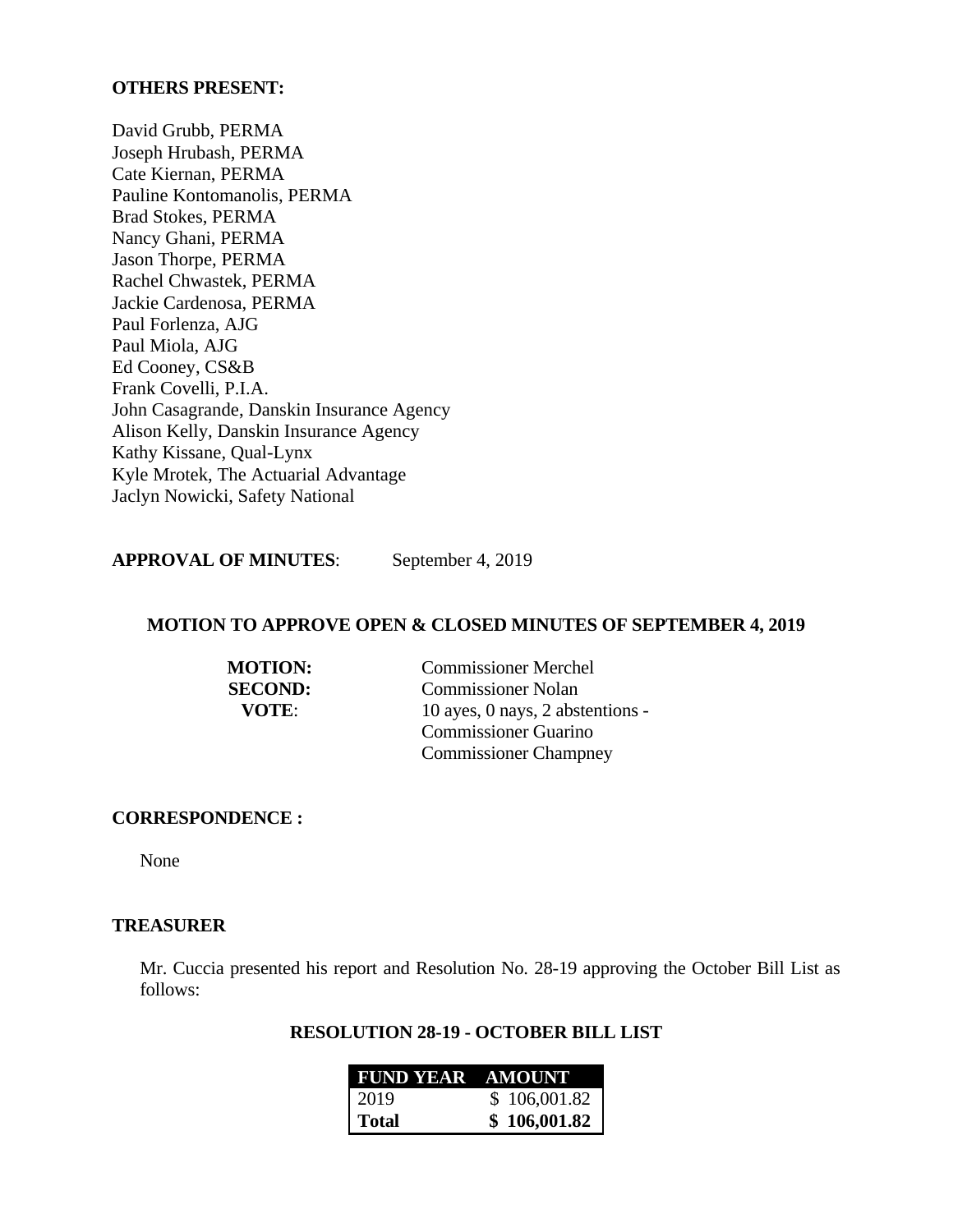**OTHERS PRESENT:**

David Grubb, PERMA
Joseph Hrubash, PERMA
Cate Kiernan, PERMA
Pauline Kontomanolis, PERMA
Brad Stokes, PERMA
Nancy Ghani, PERMA
Jason Thorpe, PERMA
Rachel Chwastek, PERMA
Jackie Cardenosa, PERMA
Paul Forlenza, AJG
Paul Miola, AJG
Ed Cooney, CS&B
Frank Covelli, P.I.A.
John Casagrande, Danskin Insurance Agency
Alison Kelly, Danskin Insurance Agency
Kathy Kissane, Qual-Lynx
Kyle Mrotek, The Actuarial Advantage
Jaclyn Nowicki, Safety National

**APPROVAL OF MINUTES**: September 4, 2019

**MOTION TO APPROVE OPEN & CLOSED MINUTES OF SEPTEMBER 4, 2019**

**MOTION:** Commissioner Merchel
**SECOND:** Commissioner Nolan
**VOTE**: 10 ayes, 0 nays, 2 abstentions - Commissioner Guarino Commissioner Champney

**CORRESPONDENCE :**

None

**TREASURER**

Mr. Cuccia presented his report and Resolution No. 28-19 approving the October Bill List as follows:

**RESOLUTION 28-19 - OCTOBER BILL LIST**

| FUND YEAR | AMOUNT |
|---|---|
| 2019 | $ 106,001.82 |
| **Total** | **$ 106,001.82** |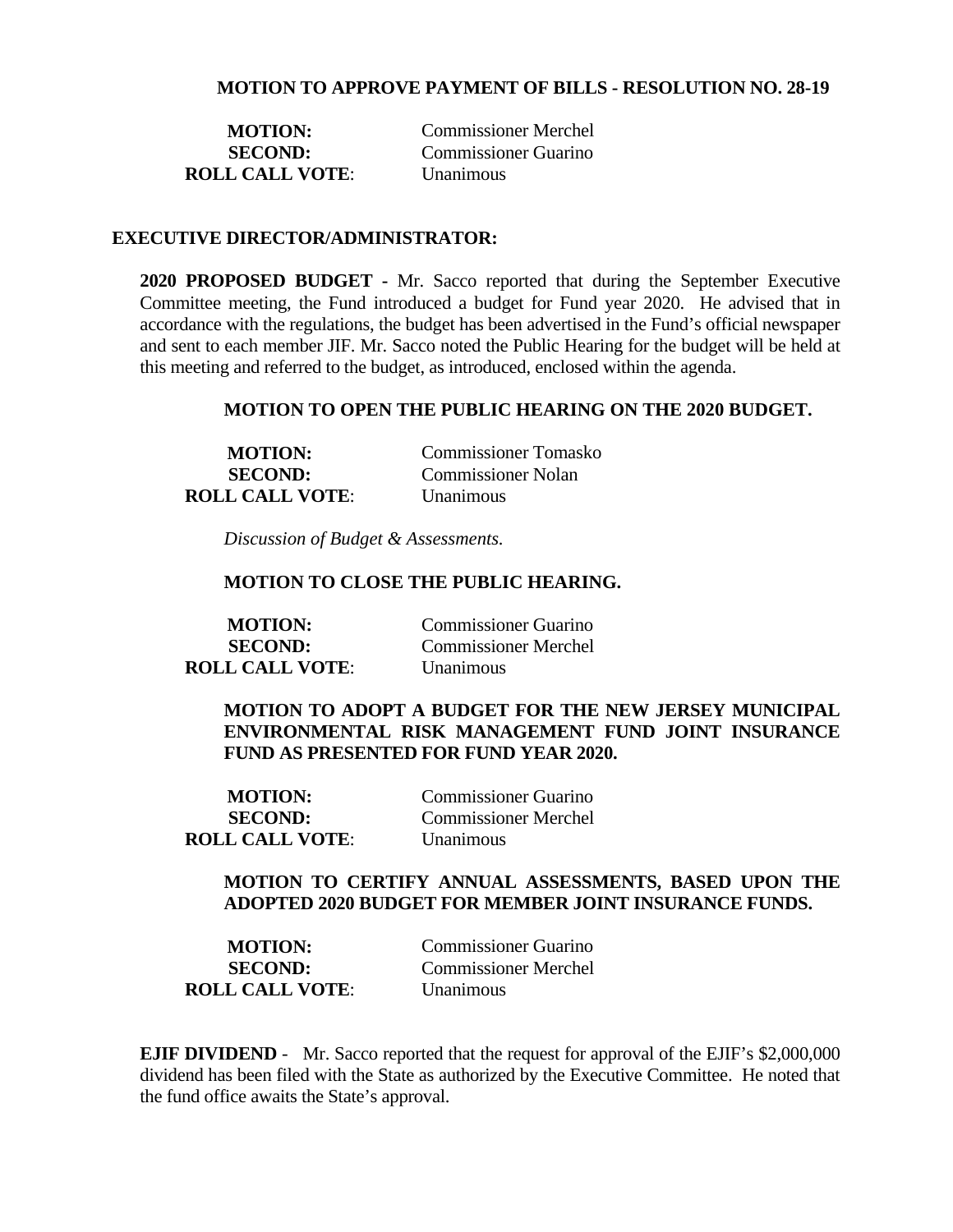**MOTION TO APPROVE PAYMENT OF BILLS - RESOLUTION NO. 28-19**

| | |
|---|---|
| **MOTION:** | Commissioner Merchel |
| **SECOND:** | Commissioner Guarino |
| **ROLL CALL VOTE**: | Unanimous |

**EXECUTIVE DIRECTOR/ADMINISTRATOR:**

**2020 PROPOSED BUDGET -** Mr. Sacco reported that during the September Executive Committee meeting, the Fund introduced a budget for Fund year 2020. He advised that in accordance with the regulations, the budget has been advertised in the Fund's official newspaper and sent to each member JIF. Mr. Sacco noted the Public Hearing for the budget will be held at this meeting and referred to the budget, as introduced, enclosed within the agenda.

**MOTION TO OPEN THE PUBLIC HEARING ON THE 2020 BUDGET.**

| | |
|---|---|
| **MOTION:** | Commissioner Tomasko |
| **SECOND:** | Commissioner Nolan |
| **ROLL CALL VOTE**: | Unanimous |

*Discussion of Budget & Assessments.*

**MOTION TO CLOSE THE PUBLIC HEARING.**

| | |
|---|---|
| **MOTION:** | Commissioner Guarino |
| **SECOND:** | Commissioner Merchel |
| **ROLL CALL VOTE**: | Unanimous |

**MOTION TO ADOPT A BUDGET FOR THE NEW JERSEY MUNICIPAL ENVIRONMENTAL RISK MANAGEMENT FUND JOINT INSURANCE FUND AS PRESENTED FOR FUND YEAR 2020.**

| | |
|---|---|
| **MOTION:** | Commissioner Guarino |
| **SECOND:** | Commissioner Merchel |
| **ROLL CALL VOTE**: | Unanimous |

**MOTION TO CERTIFY ANNUAL ASSESSMENTS, BASED UPON THE ADOPTED 2020 BUDGET FOR MEMBER JOINT INSURANCE FUNDS.**

| | |
|---|---|
| **MOTION:** | Commissioner Guarino |
| **SECOND:** | Commissioner Merchel |
| **ROLL CALL VOTE**: | Unanimous |

**EJIF DIVIDEND** - Mr. Sacco reported that the request for approval of the EJIF's $2,000,000 dividend has been filed with the State as authorized by the Executive Committee. He noted that the fund office awaits the State's approval.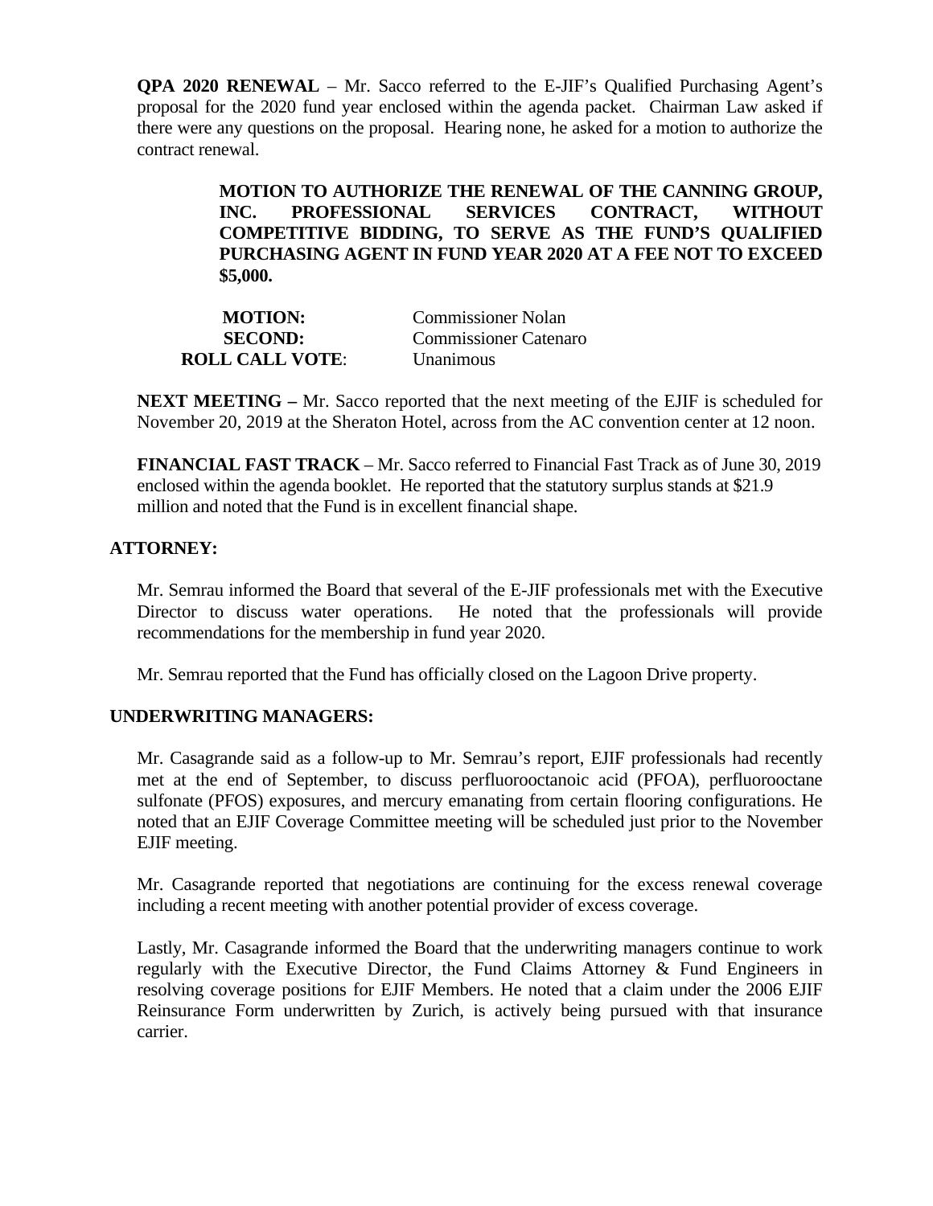**QPA 2020 RENEWAL** – Mr. Sacco referred to the E-JIF's Qualified Purchasing Agent's proposal for the 2020 fund year enclosed within the agenda packet. Chairman Law asked if there were any questions on the proposal. Hearing none, he asked for a motion to authorize the contract renewal.

> **MOTION TO AUTHORIZE THE RENEWAL OF THE CANNING GROUP, INC. PROFESSIONAL SERVICES CONTRACT, WITHOUT COMPETITIVE BIDDING, TO SERVE AS THE FUND'S QUALIFIED PURCHASING AGENT IN FUND YEAR 2020 AT A FEE NOT TO EXCEED $5,000.**

| | |
|---|---|
| **MOTION:** | Commissioner Nolan |
| **SECOND:** | Commissioner Catenaro |
| **ROLL CALL VOTE**: | Unanimous |

**NEXT MEETING –** Mr. Sacco reported that the next meeting of the EJIF is scheduled for November 20, 2019 at the Sheraton Hotel, across from the AC convention center at 12 noon.

**FINANCIAL FAST TRACK** – Mr. Sacco referred to Financial Fast Track as of June 30, 2019 enclosed within the agenda booklet. He reported that the statutory surplus stands at $21.9 million and noted that the Fund is in excellent financial shape.

## ATTORNEY:

Mr. Semrau informed the Board that several of the E-JIF professionals met with the Executive Director to discuss water operations. He noted that the professionals will provide recommendations for the membership in fund year 2020.

Mr. Semrau reported that the Fund has officially closed on the Lagoon Drive property.

## UNDERWRITING MANAGERS:

Mr. Casagrande said as a follow-up to Mr. Semrau's report, EJIF professionals had recently met at the end of September, to discuss perfluorooctanoic acid (PFOA), perfluorooctane sulfonate (PFOS) exposures, and mercury emanating from certain flooring configurations. He noted that an EJIF Coverage Committee meeting will be scheduled just prior to the November EJIF meeting.

Mr. Casagrande reported that negotiations are continuing for the excess renewal coverage including a recent meeting with another potential provider of excess coverage.

Lastly, Mr. Casagrande informed the Board that the underwriting managers continue to work regularly with the Executive Director, the Fund Claims Attorney & Fund Engineers in resolving coverage positions for EJIF Members. He noted that a claim under the 2006 EJIF Reinsurance Form underwritten by Zurich, is actively being pursued with that insurance carrier.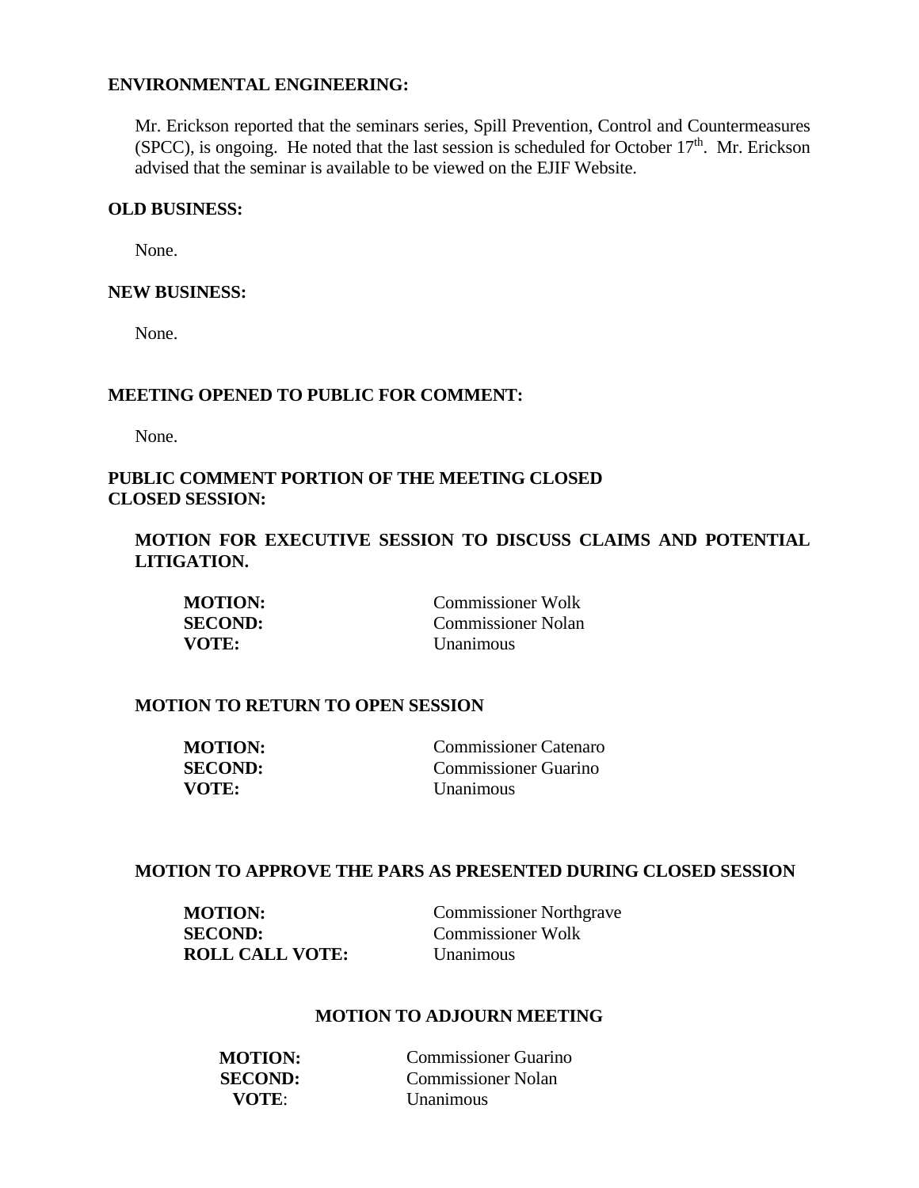**ENVIRONMENTAL ENGINEERING:**

Mr. Erickson reported that the seminars series, Spill Prevention, Control and Countermeasures (SPCC), is ongoing. He noted that the last session is scheduled for October 17th. Mr. Erickson advised that the seminar is available to be viewed on the EJIF Website.

**OLD BUSINESS:**

None.

**NEW BUSINESS:**

None.

**MEETING OPENED TO PUBLIC FOR COMMENT:**

None.

**PUBLIC COMMENT PORTION OF THE MEETING CLOSED**
**CLOSED SESSION:**

**MOTION FOR EXECUTIVE SESSION TO DISCUSS CLAIMS AND POTENTIAL LITIGATION.**

**MOTION:** Commissioner Wolk
**SECOND:** Commissioner Nolan
**VOTE:** Unanimous

**MOTION TO RETURN TO OPEN SESSION**

**MOTION:** Commissioner Catenaro
**SECOND:** Commissioner Guarino
**VOTE:** Unanimous

**MOTION TO APPROVE THE PARS AS PRESENTED DURING CLOSED SESSION**

**MOTION:** Commissioner Northgrave
**SECOND:** Commissioner Wolk
**ROLL CALL VOTE:** Unanimous

**MOTION TO ADJOURN MEETING**

**MOTION:** Commissioner Guarino
**SECOND:** Commissioner Nolan
**VOTE**: Unanimous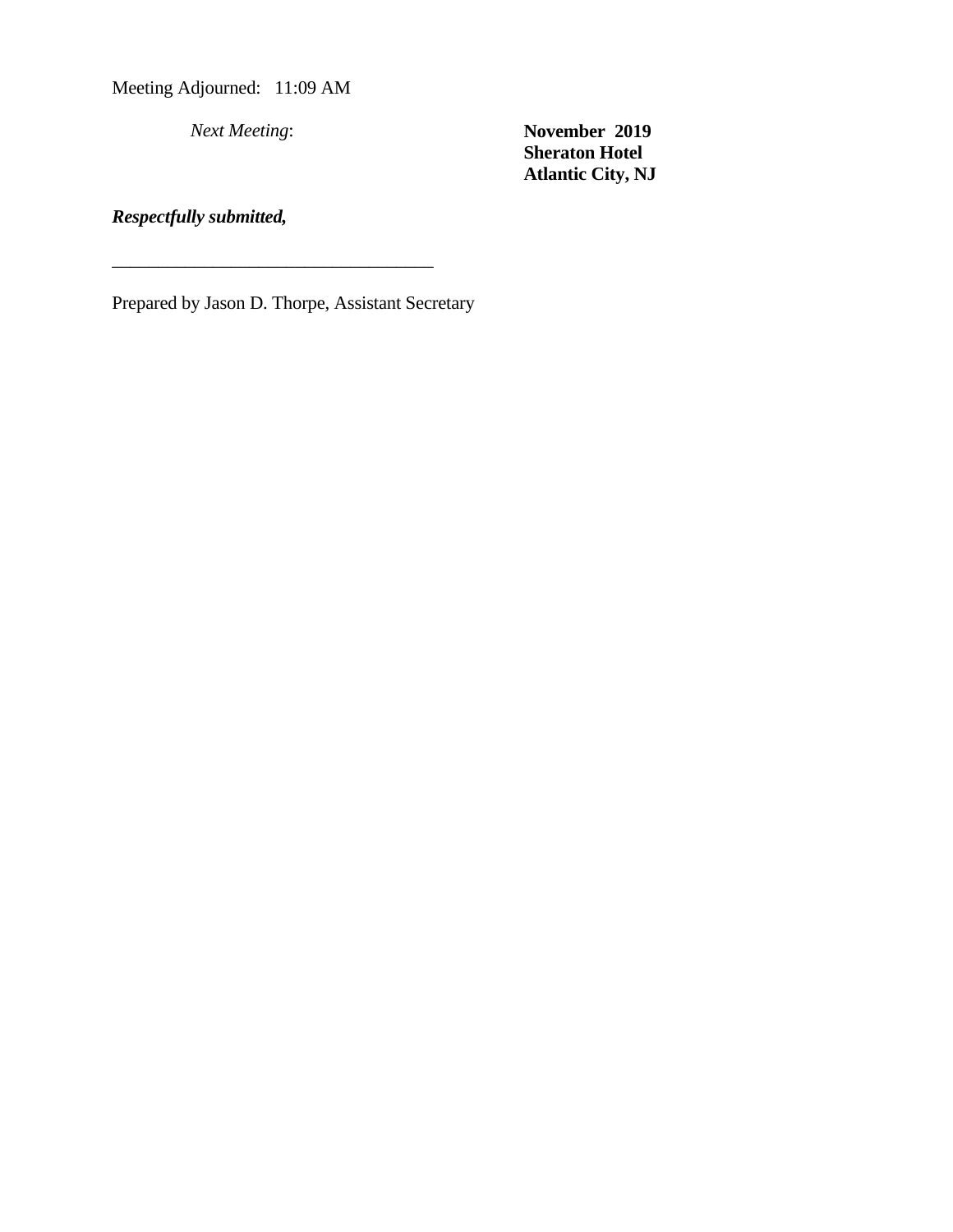Meeting Adjourned: 11:09 AM

*Next Meeting*: **November 2019**
**Sheraton Hotel**
**Atlantic City, NJ**

***Respectfully submitted,***

___________________________________

Prepared by Jason D. Thorpe, Assistant Secretary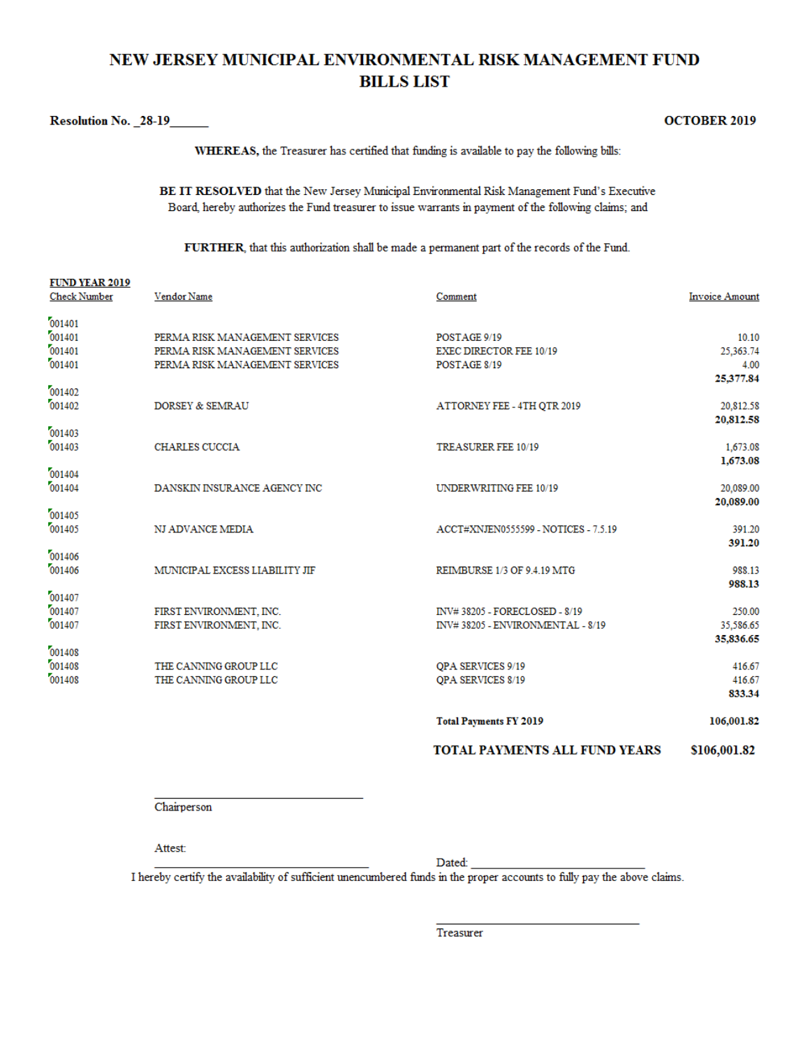# NEW JERSEY MUNICIPAL ENVIRONMENTAL RISK MANAGEMENT FUND
## BILLS LIST

**Resolution No. _28-19______** **OCTOBER 2019**

**WHEREAS,** the Treasurer has certified that funding is available to pay the following bills:

**BE IT RESOLVED** that the New Jersey Municipal Environmental Risk Management Fund's Executive Board, hereby authorizes the Fund treasurer to issue warrants in payment of the following claims; and

**FURTHER**, that this authorization shall be made a permanent part of the records of the Fund.

**FUND YEAR 2019**

| Check Number | Vendor Name | Comment | Invoice Amount |
|---|---|---|---|
| 001401 | | | |
| 001401 | PERMA RISK MANAGEMENT SERVICES | POSTAGE 9/19 | 10.10 |
| 001401 | PERMA RISK MANAGEMENT SERVICES | EXEC DIRECTOR FEE 10/19 | 25,363.74 |
| 001401 | PERMA RISK MANAGEMENT SERVICES | POSTAGE 8/19 | 4.00 |
| | | | **25,377.84** |
| 001402 | | | |
| 001402 | DORSEY & SEMRAU | ATTORNEY FEE - 4TH QTR 2019 | 20,812.58 |
| | | | **20,812.58** |
| 001403 | | | |
| 001403 | CHARLES CUCCIA | TREASURER FEE 10/19 | 1,673.08 |
| | | | **1,673.08** |
| 001404 | | | |
| 001404 | DANSKIN INSURANCE AGENCY INC | UNDERWRITING FEE 10/19 | 20,089.00 |
| | | | **20,089.00** |
| 001405 | | | |
| 001405 | NJ ADVANCE MEDIA | ACCT#XNJEN0555599 - NOTICES - 7.5.19 | 391.20 |
| | | | **391.20** |
| 001406 | | | |
| 001406 | MUNICIPAL EXCESS LIABILITY JIF | REIMBURSE 1/3 OF 9.4.19 MTG | 988.13 |
| | | | **988.13** |
| 001407 | | | |
| 001407 | FIRST ENVIRONMENT, INC. | INV# 38205 - FORECLOSED - 8/19 | 250.00 |
| 001407 | FIRST ENVIRONMENT, INC. | INV# 38205 - ENVIRONMENTAL - 8/19 | 35,586.65 |
| | | | **35,836.65** |
| 001408 | | | |
| 001408 | THE CANNING GROUP LLC | QPA SERVICES 9/19 | 416.67 |
| 001408 | THE CANNING GROUP LLC | QPA SERVICES 8/19 | 416.67 |
| | | | **833.34** |
| | | **Total Payments FY 2019** | **106,001.82** |
| | | **TOTAL PAYMENTS ALL FUND YEARS** | **$106,001.82** |

_______________________________
Chairperson

Attest:
_______________________________ Dated: ___________________________

I hereby certify the availability of sufficient unencumbered funds in the proper accounts to fully pay the above claims.

_______________________________
Treasurer